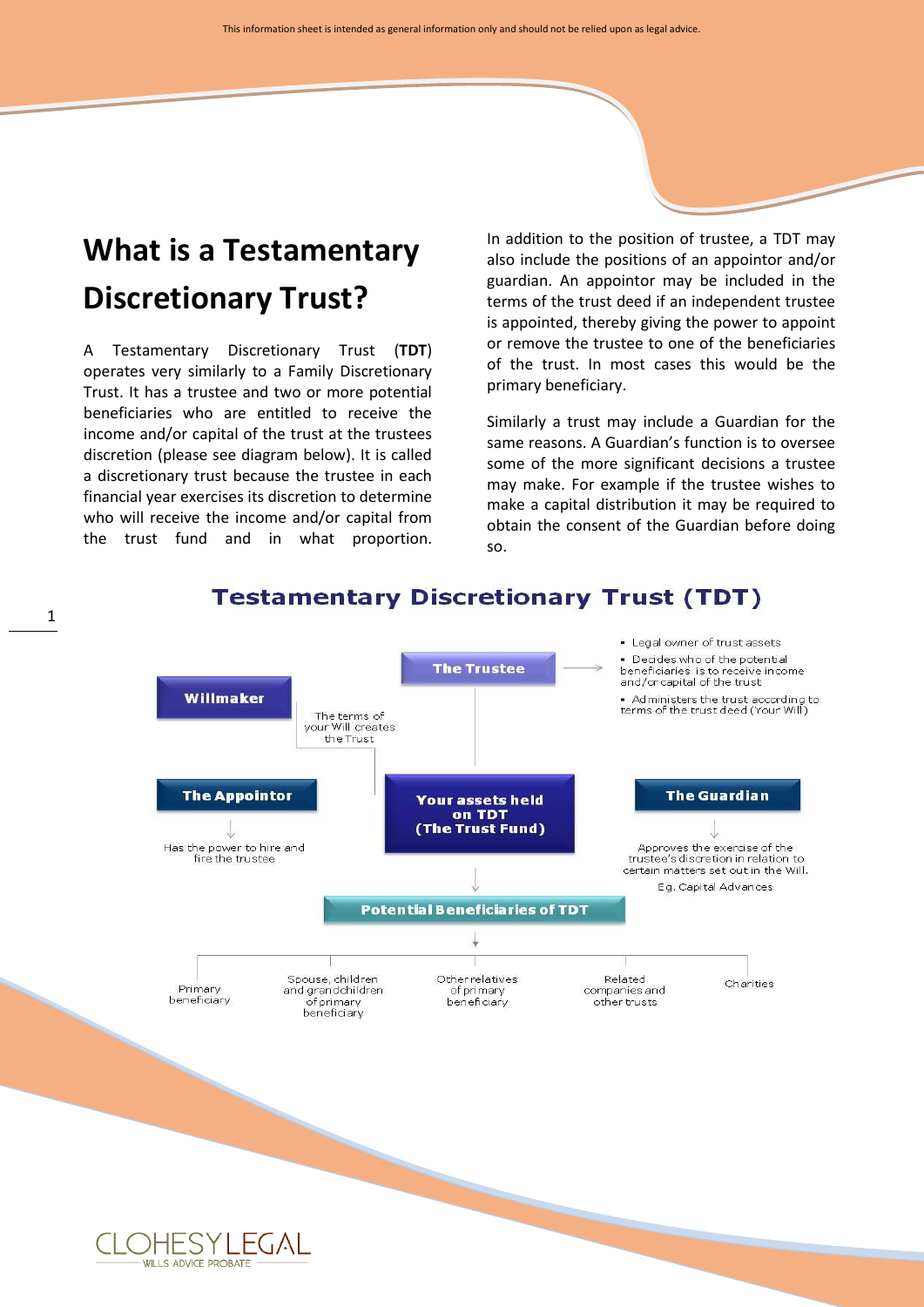# What is a Testamentary Discretionary Trust?

A Testamentary Discretionary Trust (**TDT**) operates very similarly to a Family Discretionary Trust. It has a trustee and two or more potential beneficiaries who are entitled to receive the income and/or capital of the trust at the trustees discretion (please see diagram below). It is called a discretionary trust because the trustee in each financial year exercises its discretion to determine who will receive the income and/or capital from the trust fund and in what proportion.

In addition to the position of trustee, a TDT may also include the positions of an appointor and/or guardian. An appointor may be included in the terms of the trust deed if an independent trustee is appointed, thereby giving the power to appoint or remove the trustee to one of the beneficiaries of the trust. In most cases this would be the primary beneficiary.

Similarly a trust may include a Guardian for the same reasons. A Guardian's function is to oversee some of the more significant decisions a trustee may make. For example if the trustee wishes to make a capital distribution it may be required to obtain the consent of the Guardian before doing so.

## Testamentary Discretionary Trust (TDT)

**Willmaker**
- The terms of your Will creates the Trust

**The Trustee**
- Legal owner of trust assets
- Decides who of the potential beneficiaries is to receive income and/or capital of the trust
- Administers the trust according to terms of the trust deed (Your Will)

**The Appointor**
- Has the power to hire and fire the trustee

**Your assets held on TDT (The Trust Fund)**

**The Guardian**
- Approves the exercise of the trustee's discretion in relation to certain matters set out in the Will. Eg. Capital Advances

**Potential Beneficiaries of TDT**
- Primary beneficiary
- Spouse, children and grandchildren of primary beneficiary
- Other relatives of primary beneficiary
- Related companies and other trusts
- Charities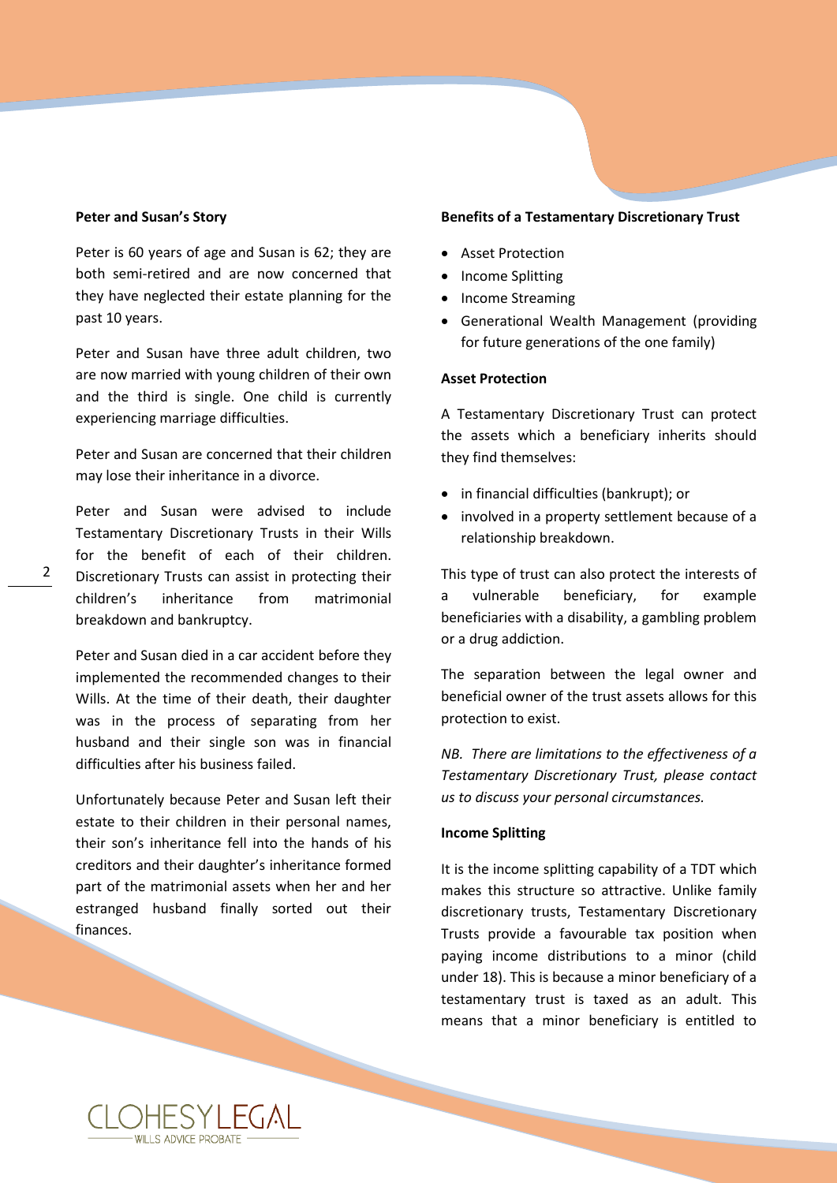**Peter and Susan's Story**

Peter is 60 years of age and Susan is 62; they are both semi-retired and are now concerned that they have neglected their estate planning for the past 10 years.

Peter and Susan have three adult children, two are now married with young children of their own and the third is single. One child is currently experiencing marriage difficulties.

Peter and Susan are concerned that their children may lose their inheritance in a divorce.

Peter and Susan were advised to include Testamentary Discretionary Trusts in their Wills for the benefit of each of their children. Discretionary Trusts can assist in protecting their children's inheritance from matrimonial breakdown and bankruptcy.

Peter and Susan died in a car accident before they implemented the recommended changes to their Wills. At the time of their death, their daughter was in the process of separating from her husband and their single son was in financial difficulties after his business failed.

Unfortunately because Peter and Susan left their estate to their children in their personal names, their son's inheritance fell into the hands of his creditors and their daughter's inheritance formed part of the matrimonial assets when her and her estranged husband finally sorted out their finances.

**Benefits of a Testamentary Discretionary Trust**

- Asset Protection
- Income Splitting
- Income Streaming
- Generational Wealth Management (providing for future generations of the one family)

**Asset Protection**

A Testamentary Discretionary Trust can protect the assets which a beneficiary inherits should they find themselves:

- in financial difficulties (bankrupt); or
- involved in a property settlement because of a relationship breakdown.

This type of trust can also protect the interests of a vulnerable beneficiary, for example beneficiaries with a disability, a gambling problem or a drug addiction.

The separation between the legal owner and beneficial owner of the trust assets allows for this protection to exist.

*NB. There are limitations to the effectiveness of a Testamentary Discretionary Trust, please contact us to discuss your personal circumstances.*

**Income Splitting**

It is the income splitting capability of a TDT which makes this structure so attractive. Unlike family discretionary trusts, Testamentary Discretionary Trusts provide a favourable tax position when paying income distributions to a minor (child under 18). This is because a minor beneficiary of a testamentary trust is taxed as an adult. This means that a minor beneficiary is entitled to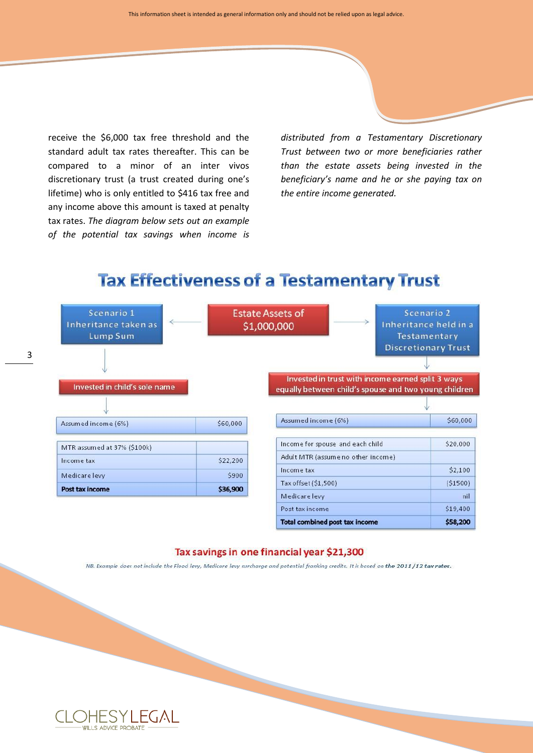receive the $6,000 tax free threshold and the standard adult tax rates thereafter. This can be compared to a minor of an inter vivos discretionary trust (a trust created during one's lifetime) who is only entitled to $416 tax free and any income above this amount is taxed at penalty tax rates. *The diagram below sets out an example of the potential tax savings when income is distributed from a Testamentary Discretionary Trust between two or more beneficiaries rather than the estate assets being invested in the beneficiary's name and he or she paying tax on the entire income generated.*

## Tax Effectiveness of a Testamentary Trust

**Estate Assets of $1,000,000**

**Scenario 1 – Inheritance taken as Lump Sum**

Invested in child's sole name

| Assumed income (6%) | $60,000 |
|---|---|
| MTR assumed at 37% ($100k) | |
| Income tax | $22,200 |
| Medicare levy | $900 |
| **Post tax income** | **$36,900** |

**Scenario 2 – Inheritance held in a Testamentary Discretionary Trust**

Invested in trust with income earned split 3 ways equally between child's spouse and two young children

| Assumed income (6%) | $60,000 |
|---|---|
| Income for spouse and each child | $20,000 |
| Adult MTR (assume no other income) | |
| Income tax | $2,100 |
| Tax offset ($1,500) | ($1500) |
| Medicare levy | nil |
| Post tax income | $19,400 |
| **Total combined post tax income** | **$58,200** |

**Tax savings in one financial year $21,300**

*NB. Example does not include the Flood levy, Medicare levy surcharge and potential franking credits. It is based on **the 2011/12 tax rates.***

CLOHESY LEGAL
WILLS ADVICE PROBATE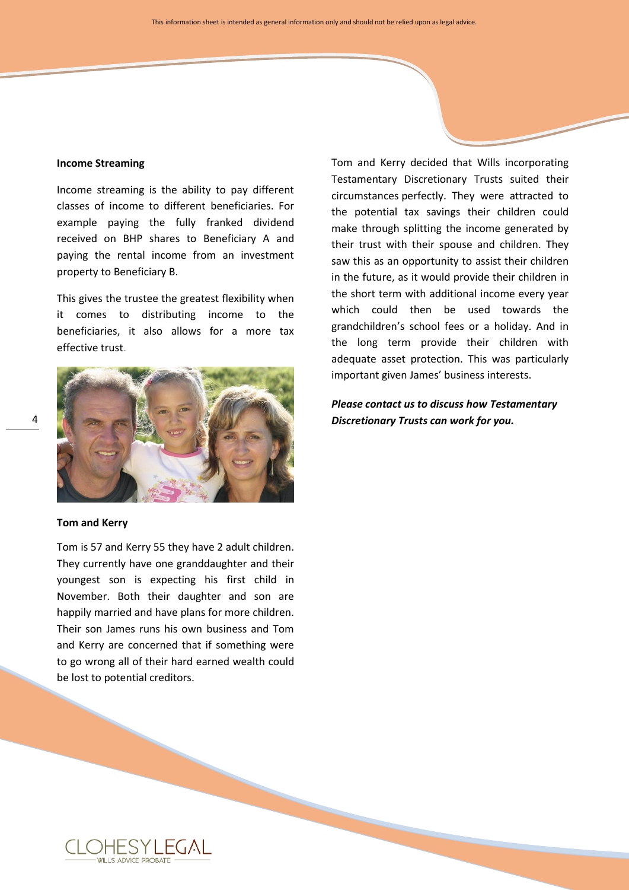## Income Streaming

Income streaming is the ability to pay different classes of income to different beneficiaries. For example paying the fully franked dividend received on BHP shares to Beneficiary A and paying the rental income from an investment property to Beneficiary B.

This gives the trustee the greatest flexibility when it comes to distributing income to the beneficiaries, it also allows for a more tax effective trust.

## Tom and Kerry

Tom is 57 and Kerry 55 they have 2 adult children. They currently have one granddaughter and their youngest son is expecting his first child in November. Both their daughter and son are happily married and have plans for more children. Their son James runs his own business and Tom and Kerry are concerned that if something were to go wrong all of their hard earned wealth could be lost to potential creditors.

Tom and Kerry decided that Wills incorporating Testamentary Discretionary Trusts suited their circumstances perfectly. They were attracted to the potential tax savings their children could make through splitting the income generated by their trust with their spouse and children. They saw this as an opportunity to assist their children in the future, as it would provide their children in the short term with additional income every year which could then be used towards the grandchildren's school fees or a holiday. And in the long term provide their children with adequate asset protection. This was particularly important given James' business interests.

***Please contact us to discuss how Testamentary Discretionary Trusts can work for you.***